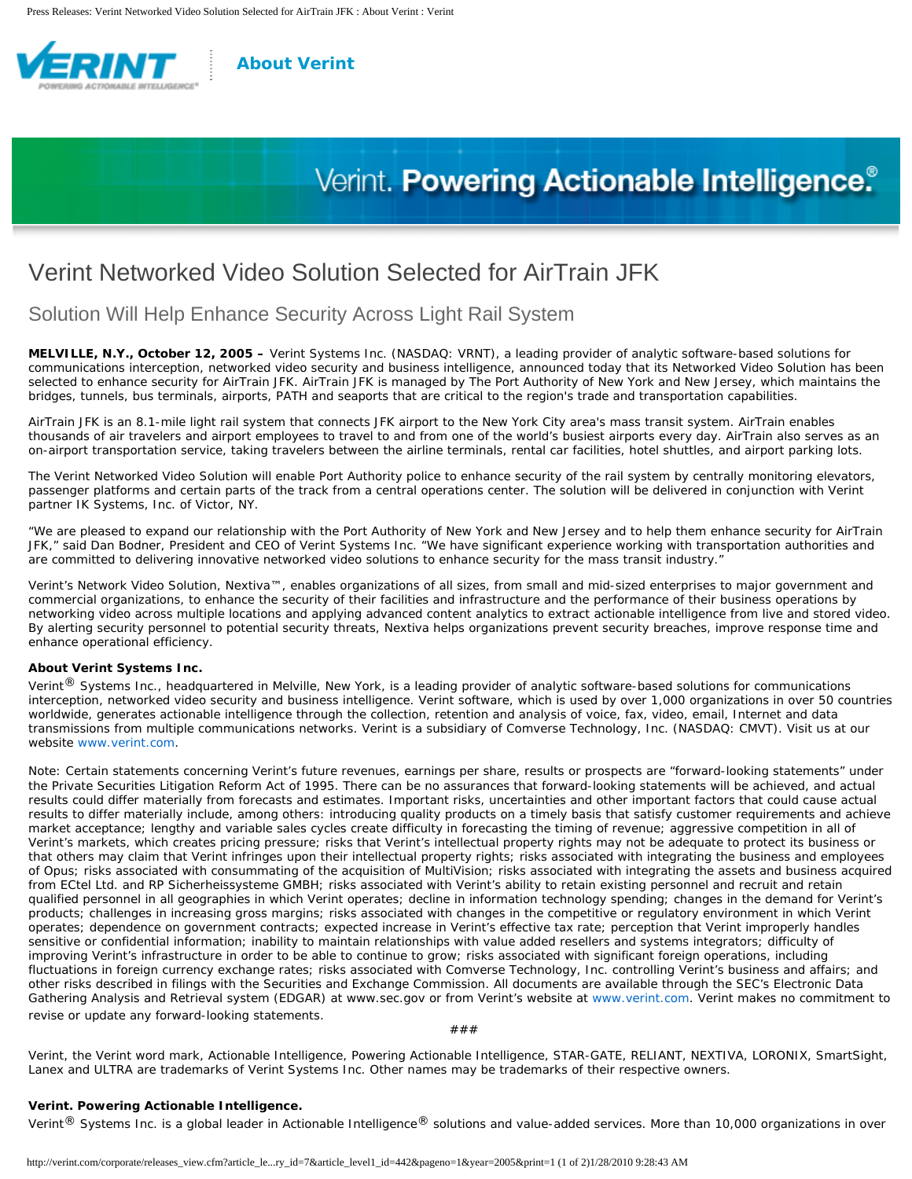# Verint Networked Video Solution Selected for AirTrain JFK

## Solution Will Help Enhance Security Across Light Rail System

**MELVILLE, N.Y., October 12, 2005 –** Verint Systems Inc. (NASDAQ: VRNT), a leading provider of analytic software-based solutions for communications interception, networked video security and business intelligence, announced today that its Networked Video Solution has been selected to enhance security for AirTrain JFK. AirTrain JFK is managed by The Port Authority of New York and New Jersey, which maintains the bridges, tunnels, bus terminals, airports, PATH and seaports that are critical to the region's trade and transportation capabilities.

AirTrain JFK is an 8.1-mile light rail system that connects JFK airport to the New York City area's mass transit system. AirTrain enables thousands of air travelers and airport employees to travel to and from one of the world's busiest airports every day. AirTrain also serves as an on-airport transportation service, taking travelers between the airline terminals, rental car facilities, hotel shuttles, and airport parking lots.

The Verint Networked Video Solution will enable Port Authority police to enhance security of the rail system by centrally monitoring elevators, passenger platforms and certain parts of the track from a central operations center. The solution will be delivered in conjunction with Verint partner IK Systems, Inc. of Victor, NY.

"We are pleased to expand our relationship with the Port Authority of New York and New Jersey and to help them enhance security for AirTrain JFK," said Dan Bodner, President and CEO of Verint Systems Inc. "We have significant experience working with transportation authorities and are committed to delivering innovative networked video solutions to enhance security for the mass transit industry."

Verint's Network Video Solution, Nextiva™, enables organizations of all sizes, from small and mid-sized enterprises to major government and commercial organizations, to enhance the security of their facilities and infrastructure and the performance of their business operations by networking video across multiple locations and applying advanced content analytics to extract actionable intelligence from live and stored video. By alerting security personnel to potential security threats, Nextiva helps organizations prevent security breaches, improve response time and enhance operational efficiency.

**About Verint Systems Inc.**

Verint® Systems Inc., headquartered in Melville, New York, is a leading provider of analytic software-based solutions for communications interception, networked video security and business intelligence. Verint software, which is used by over 1,000 organizations in over 50 countries worldwide, generates actionable intelligence through the collection, retention and analysis of voice, fax, video, email, Internet and data transmissions from multiple communications networks. Verint is a subsidiary of Comverse Technology, Inc. (NASDAQ: CMVT). Visit us at our website www.verint.com.

Note: Certain statements concerning Verint's future revenues, earnings per share, results or prospects are "forward-looking statements" under the Private Securities Litigation Reform Act of 1995. There can be no assurances that forward-looking statements will be achieved, and actual results could differ materially from forecasts and estimates. Important risks, uncertainties and other important factors that could cause actual results to differ materially include, among others: introducing quality products on a timely basis that satisfy customer requirements and achieve market acceptance; lengthy and variable sales cycles create difficulty in forecasting the timing of revenue; aggressive competition in all of Verint's markets, which creates pricing pressure; risks that Verint's intellectual property rights may not be adequate to protect its business or that others may claim that Verint infringes upon their intellectual property rights; risks associated with integrating the business and employees of Opus; risks associated with consummating of the acquisition of MultiVision; risks associated with integrating the assets and business acquired from ECtel Ltd. and RP Sicherheissysteme GMBH; risks associated with Verint's ability to retain existing personnel and recruit and retain qualified personnel in all geographies in which Verint operates; decline in information technology spending; changes in the demand for Verint's products; challenges in increasing gross margins; risks associated with changes in the competitive or regulatory environment in which Verint operates; dependence on government contracts; expected increase in Verint's effective tax rate; perception that Verint improperly handles sensitive or confidential information; inability to maintain relationships with value added resellers and systems integrators; difficulty of improving Verint's infrastructure in order to be able to continue to grow; risks associated with significant foreign operations, including fluctuations in foreign currency exchange rates; risks associated with Comverse Technology, Inc. controlling Verint's business and affairs; and other risks described in filings with the Securities and Exchange Commission. All documents are available through the SEC's Electronic Data Gathering Analysis and Retrieval system (EDGAR) at www.sec.gov or from Verint's website at www.verint.com. Verint makes no commitment to revise or update any forward-looking statements.

###

Verint, the Verint word mark, Actionable Intelligence, Powering Actionable Intelligence, STAR-GATE, RELIANT, NEXTIVA, LORONIX, SmartSight, Lanex and ULTRA are trademarks of Verint Systems Inc. Other names may be trademarks of their respective owners.

**Verint. Powering Actionable Intelligence.**

Verint® Systems Inc. is a global leader in Actionable Intelligence® solutions and value-added services. More than 10,000 organizations in over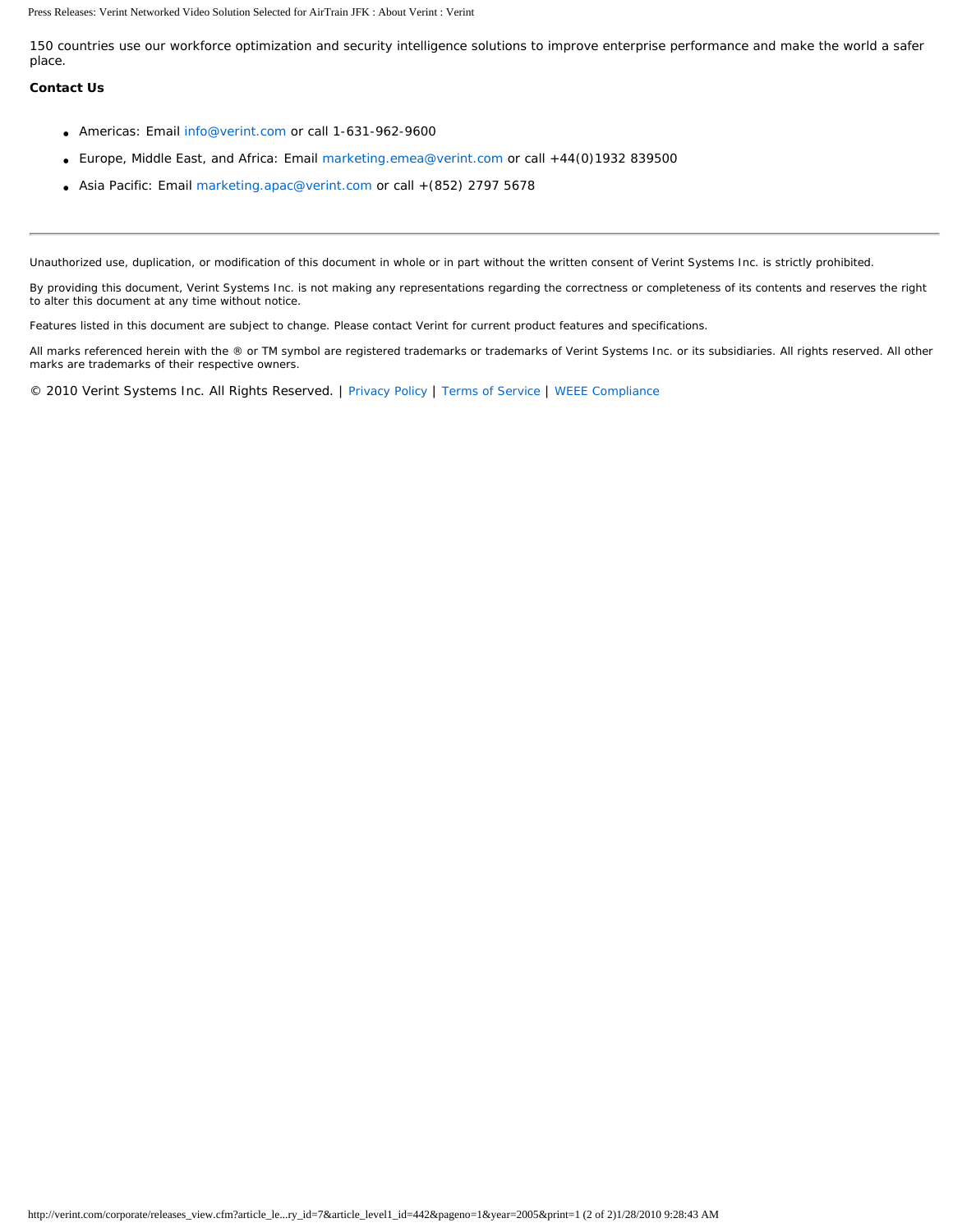150 countries use our workforce optimization and security intelligence solutions to improve enterprise performance and make the world a safer place.

**Contact Us**

- Americas: Email info@verint.com or call 1-631-962-9600
- Europe, Middle East, and Africa: Email marketing.emea@verint.com or call +44(0)1932 839500
- Asia Pacific: Email marketing.apac@verint.com or call +(852) 2797 5678

---

Unauthorized use, duplication, or modification of this document in whole or in part without the written consent of Verint Systems Inc. is strictly prohibited.

By providing this document, Verint Systems Inc. is not making any representations regarding the correctness or completeness of its contents and reserves the right to alter this document at any time without notice.

Features listed in this document are subject to change. Please contact Verint for current product features and specifications.

All marks referenced herein with the ® or TM symbol are registered trademarks or trademarks of Verint Systems Inc. or its subsidiaries. All rights reserved. All other marks are trademarks of their respective owners.

© 2010 Verint Systems Inc. All Rights Reserved. | Privacy Policy | Terms of Service | WEEE Compliance